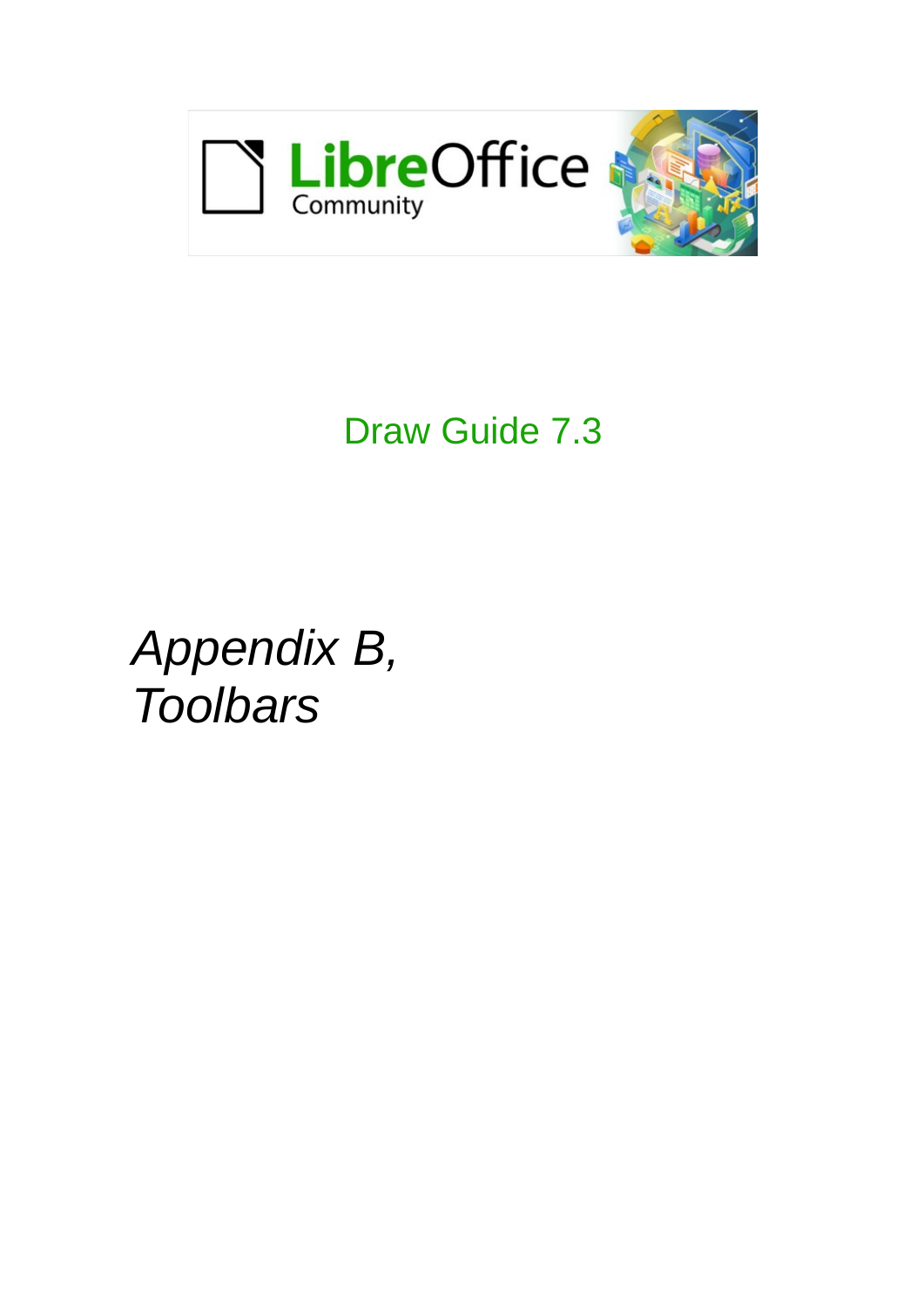LibreOffice Community

Draw Guide 7.3

# *Appendix B, Toolbars*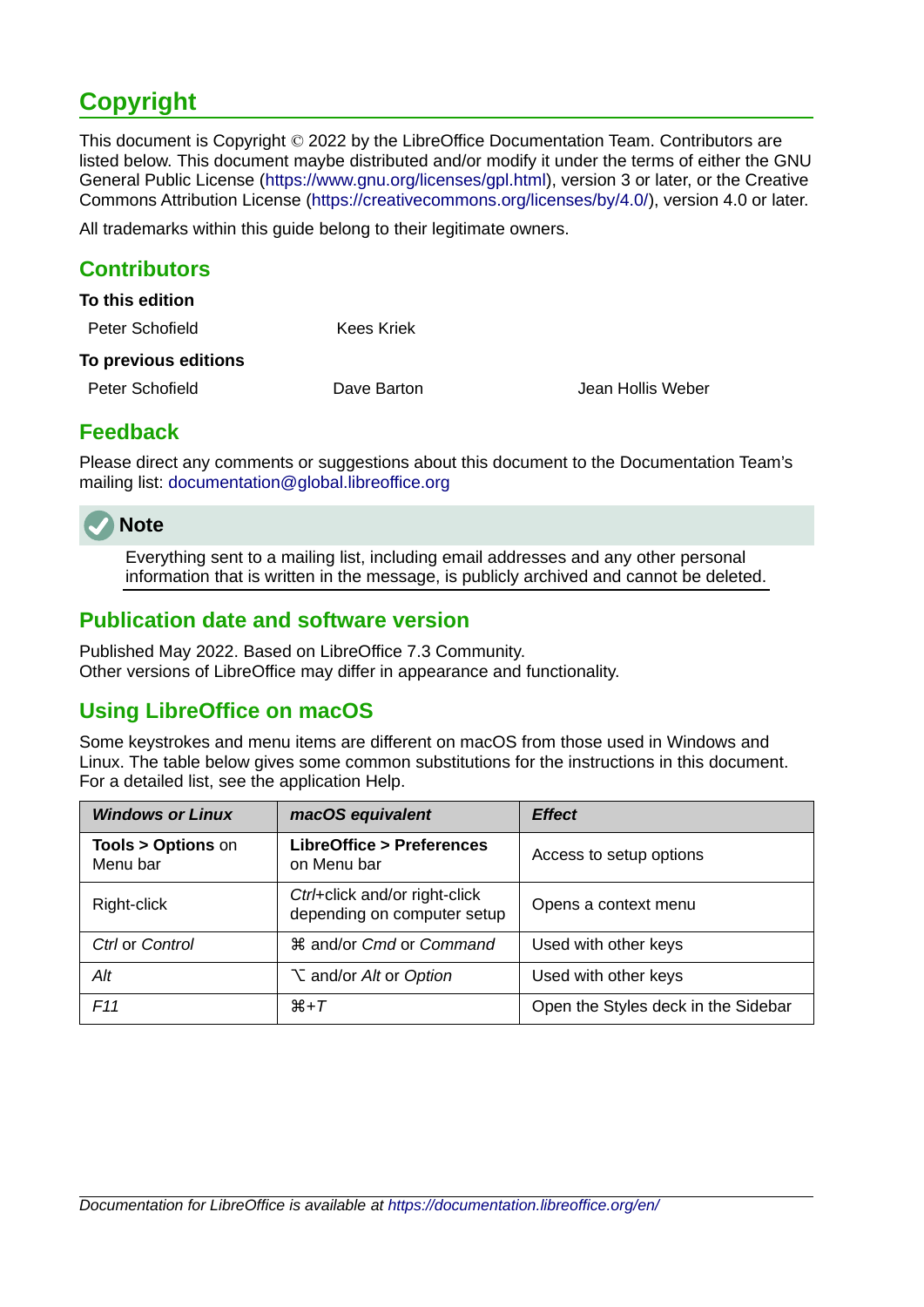# Copyright

This document is Copyright © 2022 by the LibreOffice Documentation Team. Contributors are listed below. This document maybe distributed and/or modify it under the terms of either the GNU General Public License (https://www.gnu.org/licenses/gpl.html), version 3 or later, or the Creative Commons Attribution License (https://creativecommons.org/licenses/by/4.0/), version 4.0 or later.

All trademarks within this guide belong to their legitimate owners.

## Contributors

**To this edition**

Peter Schofield    Kees Kriek

**To previous editions**

Peter Schofield    Dave Barton    Jean Hollis Weber

## Feedback

Please direct any comments or suggestions about this document to the Documentation Team's mailing list: documentation@global.libreoffice.org

**Note**

Everything sent to a mailing list, including email addresses and any other personal information that is written in the message, is publicly archived and cannot be deleted.

## Publication date and software version

Published May 2022. Based on LibreOffice 7.3 Community.
Other versions of LibreOffice may differ in appearance and functionality.

## Using LibreOffice on macOS

Some keystrokes and menu items are different on macOS from those used in Windows and Linux. The table below gives some common substitutions for the instructions in this document. For a detailed list, see the application Help.

| *Windows or Linux* | *macOS equivalent* | *Effect* |
|---|---|---|
| **Tools > Options** on Menu bar | **LibreOffice > Preferences** on Menu bar | Access to setup options |
| Right-click | *Ctrl*+click and/or right-click depending on computer setup | Opens a context menu |
| *Ctrl* or *Control* | ⌘ and/or *Cmd* or *Command* | Used with other keys |
| *Alt* | ⌥ and/or *Alt* or *Option* | Used with other keys |
| *F11* | ⌘+*T* | Open the Styles deck in the Sidebar |

*Documentation for LibreOffice is available at https://documentation.libreoffice.org/en/*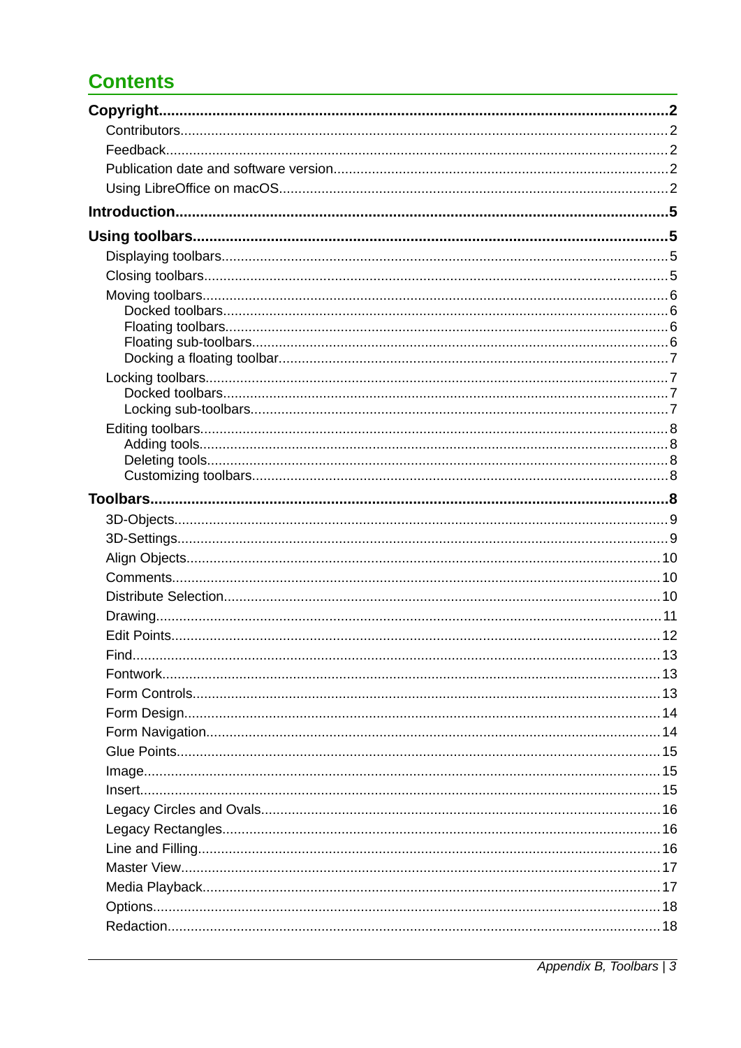# Contents

**Copyright.....2**

- Contributors.....2
- Feedback.....2
- Publication date and software version.....2
- Using LibreOffice on macOS.....2

**Introduction.....5**

**Using toolbars.....5**

- Displaying toolbars.....5
- Closing toolbars.....5
- Moving toolbars.....6
  - Docked toolbars.....6
  - Floating toolbars.....6
  - Floating sub-toolbars.....6
  - Docking a floating toolbar.....7
- Locking toolbars.....7
  - Docked toolbars.....7
  - Locking sub-toolbars.....7
- Editing toolbars.....8
  - Adding tools.....8
  - Deleting tools.....8
  - Customizing toolbars.....8

**Toolbars.....8**

- 3D-Objects.....9
- 3D-Settings.....9
- Align Objects.....10
- Comments.....10
- Distribute Selection.....10
- Drawing.....11
- Edit Points.....12
- Find.....13
- Fontwork.....13
- Form Controls.....13
- Form Design.....14
- Form Navigation.....14
- Glue Points.....15
- Image.....15
- Insert.....15
- Legacy Circles and Ovals.....16
- Legacy Rectangles.....16
- Line and Filling.....16
- Master View.....17
- Media Playback.....17
- Options.....18
- Redaction.....18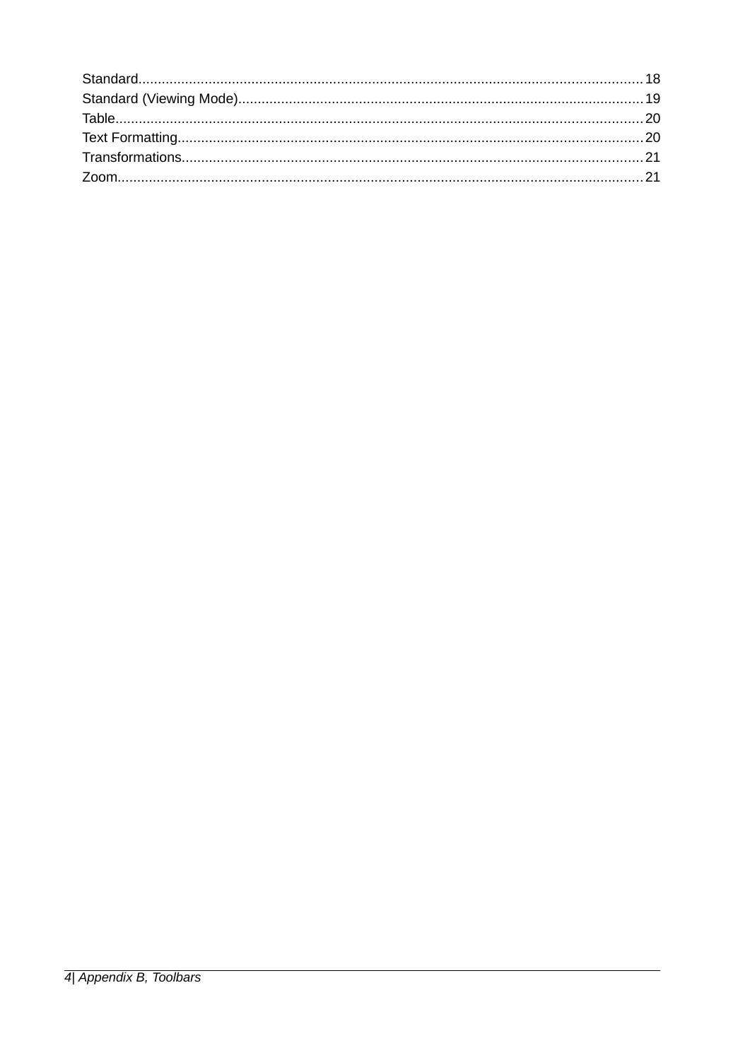Standard........................................................................................................................18
Standard (Viewing Mode)..............................................................................................19
Table..............................................................................................................................20
Text Formatting..............................................................................................................20
Transformations.............................................................................................................21
Zoom..............................................................................................................................21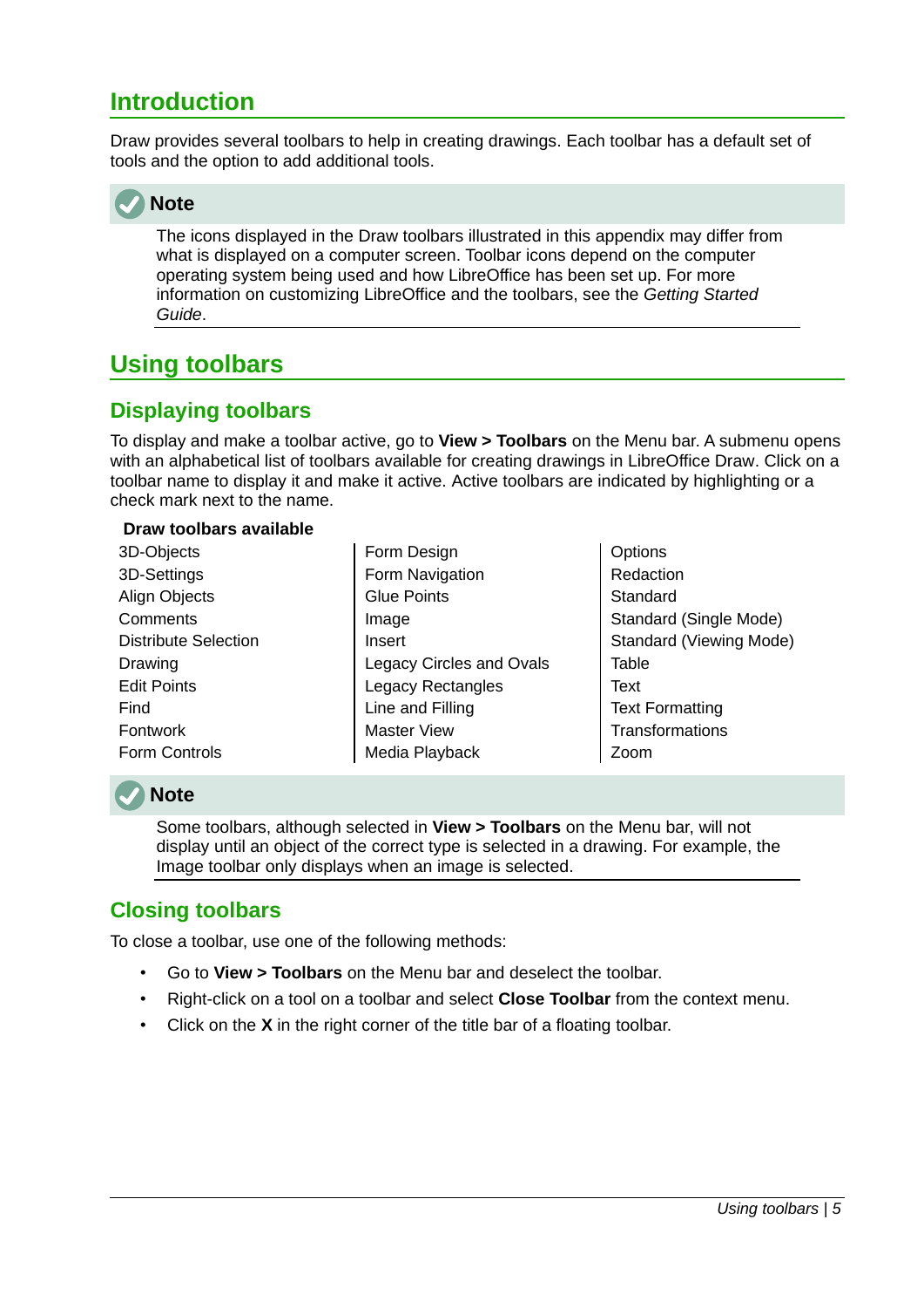# Introduction

Draw provides several toolbars to help in creating drawings. Each toolbar has a default set of tools and the option to add additional tools.

> **Note**
>
> The icons displayed in the Draw toolbars illustrated in this appendix may differ from what is displayed on a computer screen. Toolbar icons depend on the computer operating system being used and how LibreOffice has been set up. For more information on customizing LibreOffice and the toolbars, see the *Getting Started Guide*.

# Using toolbars

## Displaying toolbars

To display and make a toolbar active, go to **View > Toolbars** on the Menu bar. A submenu opens with an alphabetical list of toolbars available for creating drawings in LibreOffice Draw. Click on a toolbar name to display it and make it active. Active toolbars are indicated by highlighting or a check mark next to the name.

**Draw toolbars available**

| | | |
|---|---|---|
| 3D-Objects | Form Design | Options |
| 3D-Settings | Form Navigation | Redaction |
| Align Objects | Glue Points | Standard |
| Comments | Image | Standard (Single Mode) |
| Distribute Selection | Insert | Standard (Viewing Mode) |
| Drawing | Legacy Circles and Ovals | Table |
| Edit Points | Legacy Rectangles | Text |
| Find | Line and Filling | Text Formatting |
| Fontwork | Master View | Transformations |
| Form Controls | Media Playback | Zoom |

> **Note**
>
> Some toolbars, although selected in **View > Toolbars** on the Menu bar, will not display until an object of the correct type is selected in a drawing. For example, the Image toolbar only displays when an image is selected.

## Closing toolbars

To close a toolbar, use one of the following methods:

- Go to **View > Toolbars** on the Menu bar and deselect the toolbar.
- Right-click on a tool on a toolbar and select **Close Toolbar** from the context menu.
- Click on the **X** in the right corner of the title bar of a floating toolbar.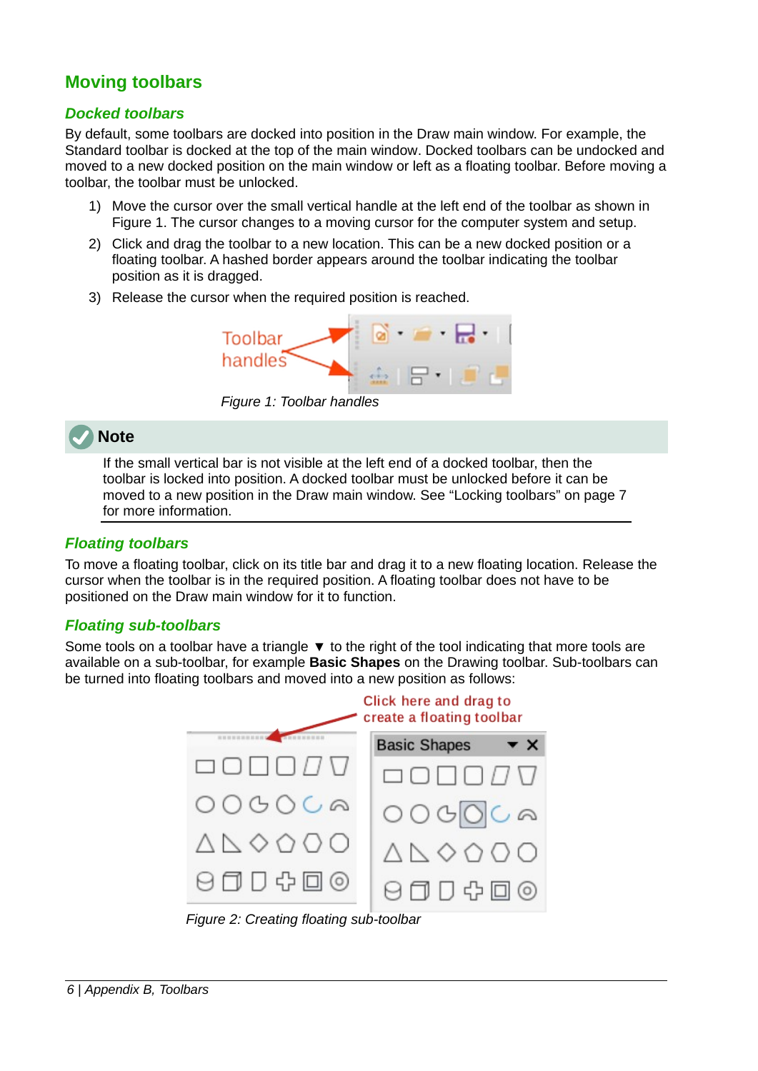## Moving toolbars

### Docked toolbars

By default, some toolbars are docked into position in the Draw main window. For example, the Standard toolbar is docked at the top of the main window. Docked toolbars can be undocked and moved to a new docked position on the main window or left as a floating toolbar. Before moving a toolbar, the toolbar must be unlocked.

1) Move the cursor over the small vertical handle at the left end of the toolbar as shown in Figure 1. The cursor changes to a moving cursor for the computer system and setup.
2) Click and drag the toolbar to a new location. This can be a new docked position or a floating toolbar. A hashed border appears around the toolbar indicating the toolbar position as it is dragged.
3) Release the cursor when the required position is reached.

*Figure 1: Toolbar handles*

**Note**

If the small vertical bar is not visible at the left end of a docked toolbar, then the toolbar is locked into position. A docked toolbar must be unlocked before it can be moved to a new position in the Draw main window. See “Locking toolbars” on page 7 for more information.

### Floating toolbars

To move a floating toolbar, click on its title bar and drag it to a new floating location. Release the cursor when the toolbar is in the required position. A floating toolbar does not have to be positioned on the Draw main window for it to function.

### Floating sub-toolbars

Some tools on a toolbar have a triangle ▼ to the right of the tool indicating that more tools are available on a sub-toolbar, for example **Basic Shapes** on the Drawing toolbar. Sub-toolbars can be turned into floating toolbars and moved into a new position as follows:

*Figure 2: Creating floating sub-toolbar*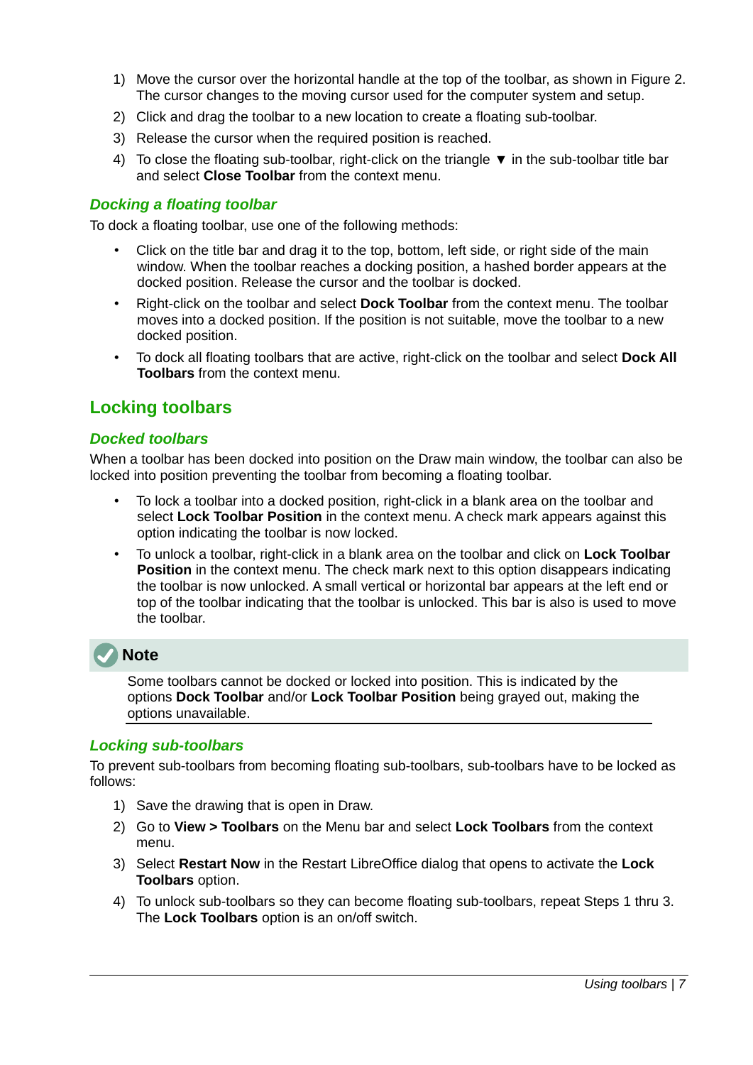1) Move the cursor over the horizontal handle at the top of the toolbar, as shown in Figure 2. The cursor changes to the moving cursor used for the computer system and setup.
2) Click and drag the toolbar to a new location to create a floating sub-toolbar.
3) Release the cursor when the required position is reached.
4) To close the floating sub-toolbar, right-click on the triangle ▼ in the sub-toolbar title bar and select **Close Toolbar** from the context menu.

### *Docking a floating toolbar*

To dock a floating toolbar, use one of the following methods:

- Click on the title bar and drag it to the top, bottom, left side, or right side of the main window. When the toolbar reaches a docking position, a hashed border appears at the docked position. Release the cursor and the toolbar is docked.
- Right-click on the toolbar and select **Dock Toolbar** from the context menu. The toolbar moves into a docked position. If the position is not suitable, move the toolbar to a new docked position.
- To dock all floating toolbars that are active, right-click on the toolbar and select **Dock All Toolbars** from the context menu.

## Locking toolbars

### *Docked toolbars*

When a toolbar has been docked into position on the Draw main window, the toolbar can also be locked into position preventing the toolbar from becoming a floating toolbar.

- To lock a toolbar into a docked position, right-click in a blank area on the toolbar and select **Lock Toolbar Position** in the context menu. A check mark appears against this option indicating the toolbar is now locked.
- To unlock a toolbar, right-click in a blank area on the toolbar and click on **Lock Toolbar Position** in the context menu. The check mark next to this option disappears indicating the toolbar is now unlocked. A small vertical or horizontal bar appears at the left end or top of the toolbar indicating that the toolbar is unlocked. This bar is also is used to move the toolbar.

> **Note**
>
> Some toolbars cannot be docked or locked into position. This is indicated by the options **Dock Toolbar** and/or **Lock Toolbar Position** being grayed out, making the options unavailable.

### *Locking sub-toolbars*

To prevent sub-toolbars from becoming floating sub-toolbars, sub-toolbars have to be locked as follows:

1) Save the drawing that is open in Draw.
2) Go to **View > Toolbars** on the Menu bar and select **Lock Toolbars** from the context menu.
3) Select **Restart Now** in the Restart LibreOffice dialog that opens to activate the **Lock Toolbars** option.
4) To unlock sub-toolbars so they can become floating sub-toolbars, repeat Steps 1 thru 3. The **Lock Toolbars** option is an on/off switch.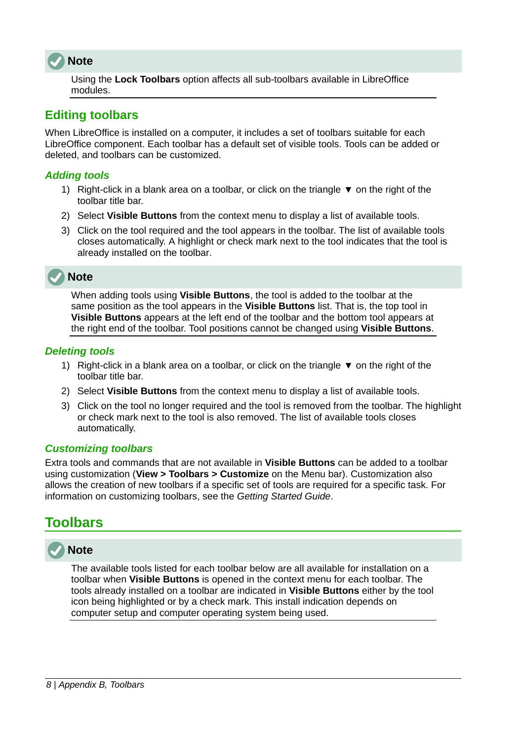**Note**

Using the **Lock Toolbars** option affects all sub-toolbars available in LibreOffice modules.

## Editing toolbars

When LibreOffice is installed on a computer, it includes a set of toolbars suitable for each LibreOffice component. Each toolbar has a default set of visible tools. Tools can be added or deleted, and toolbars can be customized.

### *Adding tools*

1) Right-click in a blank area on a toolbar, or click on the triangle ▼ on the right of the toolbar title bar.
2) Select **Visible Buttons** from the context menu to display a list of available tools.
3) Click on the tool required and the tool appears in the toolbar. The list of available tools closes automatically. A highlight or check mark next to the tool indicates that the tool is already installed on the toolbar.

**Note**

When adding tools using **Visible Buttons**, the tool is added to the toolbar at the same position as the tool appears in the **Visible Buttons** list. That is, the top tool in **Visible Buttons** appears at the left end of the toolbar and the bottom tool appears at the right end of the toolbar. Tool positions cannot be changed using **Visible Buttons**.

### *Deleting tools*

1) Right-click in a blank area on a toolbar, or click on the triangle ▼ on the right of the toolbar title bar.
2) Select **Visible Buttons** from the context menu to display a list of available tools.
3) Click on the tool no longer required and the tool is removed from the toolbar. The highlight or check mark next to the tool is also removed. The list of available tools closes automatically.

### *Customizing toolbars*

Extra tools and commands that are not available in **Visible Buttons** can be added to a toolbar using customization (**View > Toolbars > Customize** on the Menu bar). Customization also allows the creation of new toolbars if a specific set of tools are required for a specific task. For information on customizing toolbars, see the *Getting Started Guide*.

# Toolbars

**Note**

The available tools listed for each toolbar below are all available for installation on a toolbar when **Visible Buttons** is opened in the context menu for each toolbar. The tools already installed on a toolbar are indicated in **Visible Buttons** either by the tool icon being highlighted or by a check mark. This install indication depends on computer setup and computer operating system being used.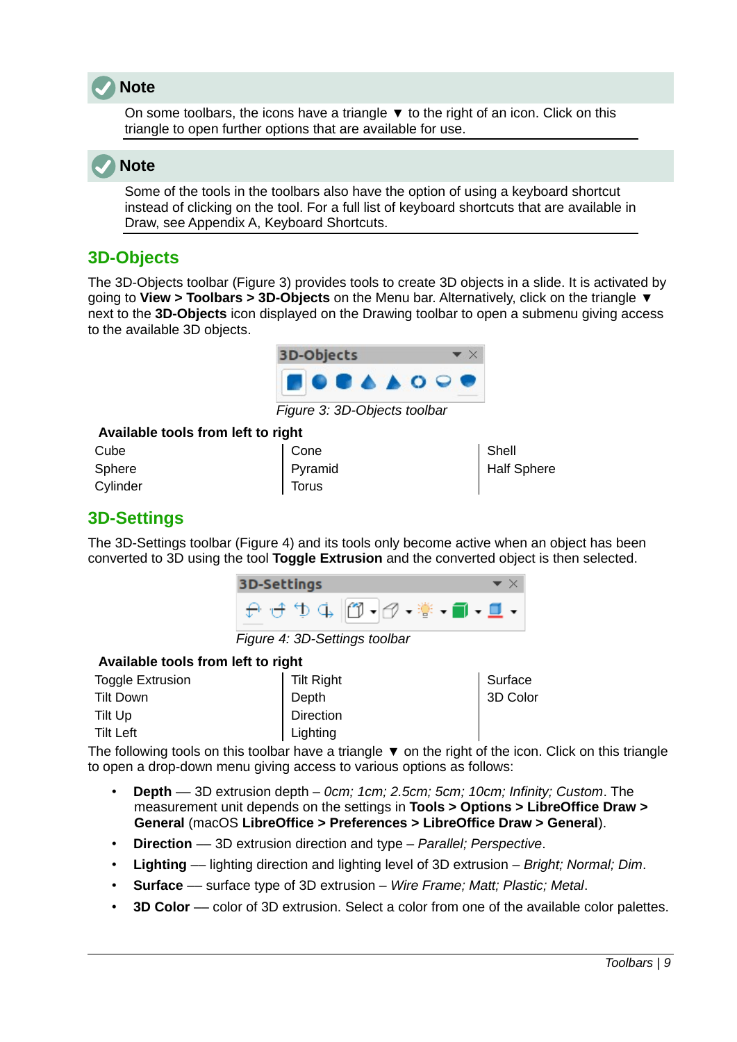**Note**

On some toolbars, the icons have a triangle ▼ to the right of an icon. Click on this triangle to open further options that are available for use.

**Note**

Some of the tools in the toolbars also have the option of using a keyboard shortcut instead of clicking on the tool. For a full list of keyboard shortcuts that are available in Draw, see Appendix A, Keyboard Shortcuts.

## 3D-Objects

The 3D-Objects toolbar (Figure 3) provides tools to create 3D objects in a slide. It is activated by going to **View > Toolbars > 3D-Objects** on the Menu bar. Alternatively, click on the triangle ▼ next to the **3D-Objects** icon displayed on the Drawing toolbar to open a submenu giving access to the available 3D objects.

*Figure 3: 3D-Objects toolbar*

**Available tools from left to right**

| | | |
|---|---|---|
| Cube | Cone | Shell |
| Sphere | Pyramid | Half Sphere |
| Cylinder | Torus | |

## 3D-Settings

The 3D-Settings toolbar (Figure 4) and its tools only become active when an object has been converted to 3D using the tool **Toggle Extrusion** and the converted object is then selected.

*Figure 4: 3D-Settings toolbar*

**Available tools from left to right**

| | | |
|---|---|---|
| Toggle Extrusion | Tilt Right | Surface |
| Tilt Down | Depth | 3D Color |
| Tilt Up | Direction | |
| Tilt Left | Lighting | |

The following tools on this toolbar have a triangle ▼ on the right of the icon. Click on this triangle to open a drop-down menu giving access to various options as follows:

- **Depth** — 3D extrusion depth – *0cm; 1cm; 2.5cm; 5cm; 10cm; Infinity; Custom*. The measurement unit depends on the settings in **Tools > Options > LibreOffice Draw > General** (macOS **LibreOffice > Preferences > LibreOffice Draw > General**).
- **Direction** — 3D extrusion direction and type – *Parallel; Perspective*.
- **Lighting** — lighting direction and lighting level of 3D extrusion – *Bright; Normal; Dim*.
- **Surface** — surface type of 3D extrusion – *Wire Frame; Matt; Plastic; Metal*.
- **3D Color** — color of 3D extrusion. Select a color from one of the available color palettes.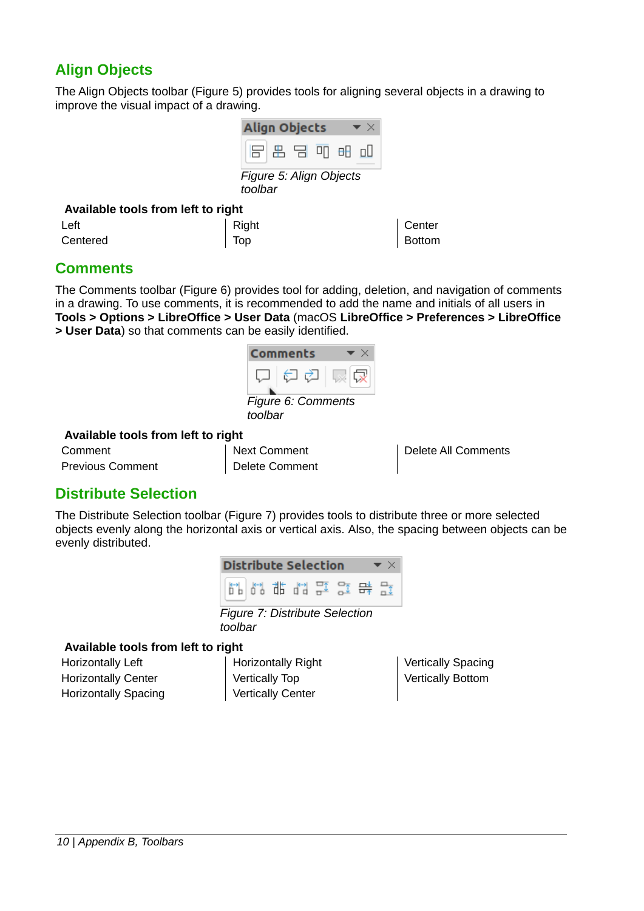## Align Objects

The Align Objects toolbar (Figure 5) provides tools for aligning several objects in a drawing to improve the visual impact of a drawing.

*Figure 5: Align Objects toolbar*

**Available tools from left to right**

| | | |
|---|---|---|
| Left | Right | Center |
| Centered | Top | Bottom |

## Comments

The Comments toolbar (Figure 6) provides tool for adding, deletion, and navigation of comments in a drawing. To use comments, it is recommended to add the name and initials of all users in **Tools > Options > LibreOffice > User Data** (macOS **LibreOffice > Preferences > LibreOffice > User Data**) so that comments can be easily identified.

*Figure 6: Comments toolbar*

**Available tools from left to right**

| | | |
|---|---|---|
| Comment | Next Comment | Delete All Comments |
| Previous Comment | Delete Comment | |

## Distribute Selection

The Distribute Selection toolbar (Figure 7) provides tools to distribute three or more selected objects evenly along the horizontal axis or vertical axis. Also, the spacing between objects can be evenly distributed.

*Figure 7: Distribute Selection toolbar*

**Available tools from left to right**

| | | |
|---|---|---|
| Horizontally Left | Horizontally Right | Vertically Spacing |
| Horizontally Center | Vertically Top | Vertically Bottom |
| Horizontally Spacing | Vertically Center | |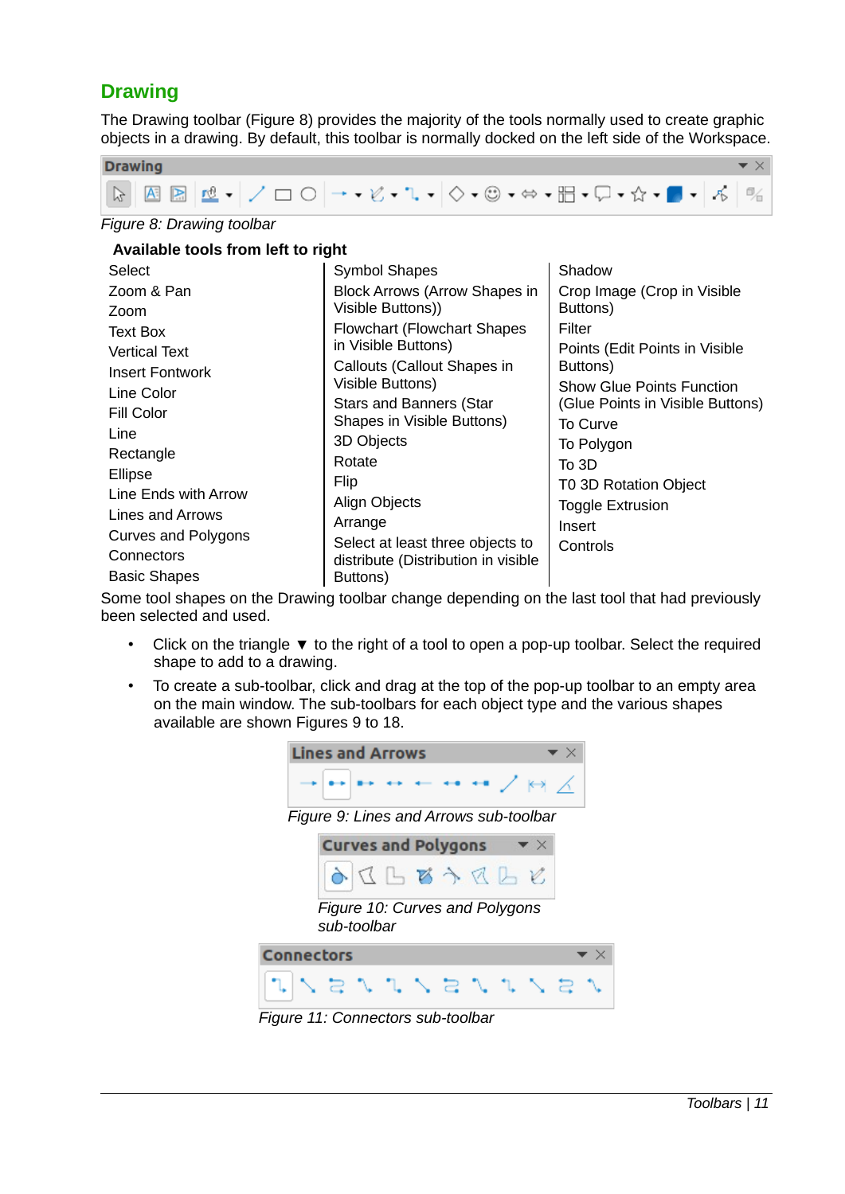## Drawing

The Drawing toolbar (Figure 8) provides the majority of the tools normally used to create graphic objects in a drawing. By default, this toolbar is normally docked on the left side of the Workspace.

*Figure 8: Drawing toolbar*

**Available tools from left to right**

| | | |
|---|---|---|
| Select | Symbol Shapes | Shadow |
| Zoom & Pan | Block Arrows (Arrow Shapes in Visible Buttons)) | Crop Image (Crop in Visible Buttons) |
| Zoom | Flowchart (Flowchart Shapes in Visible Buttons) | Filter |
| Text Box | Callouts (Callout Shapes in Visible Buttons) | Points (Edit Points in Visible Buttons) |
| Vertical Text | Stars and Banners (Star Shapes in Visible Buttons) | Show Glue Points Function (Glue Points in Visible Buttons) |
| Insert Fontwork | 3D Objects | To Curve |
| Line Color | Rotate | To Polygon |
| Fill Color | Flip | To 3D |
| Line | Align Objects | T0 3D Rotation Object |
| Rectangle | Arrange | Toggle Extrusion |
| Ellipse | Select at least three objects to distribute (Distribution in visible Buttons) | Insert |
| Line Ends with Arrow | | Controls |
| Lines and Arrows | | |
| Curves and Polygons | | |
| Connectors | | |
| Basic Shapes | | |

Some tool shapes on the Drawing toolbar change depending on the last tool that had previously been selected and used.

- Click on the triangle ▼ to the right of a tool to open a pop-up toolbar. Select the required shape to add to a drawing.
- To create a sub-toolbar, click and drag at the top of the pop-up toolbar to an empty area on the main window. The sub-toolbars for each object type and the various shapes available are shown Figures 9 to 18.

*Figure 9: Lines and Arrows sub-toolbar*

*Figure 10: Curves and Polygons sub-toolbar*

*Figure 11: Connectors sub-toolbar*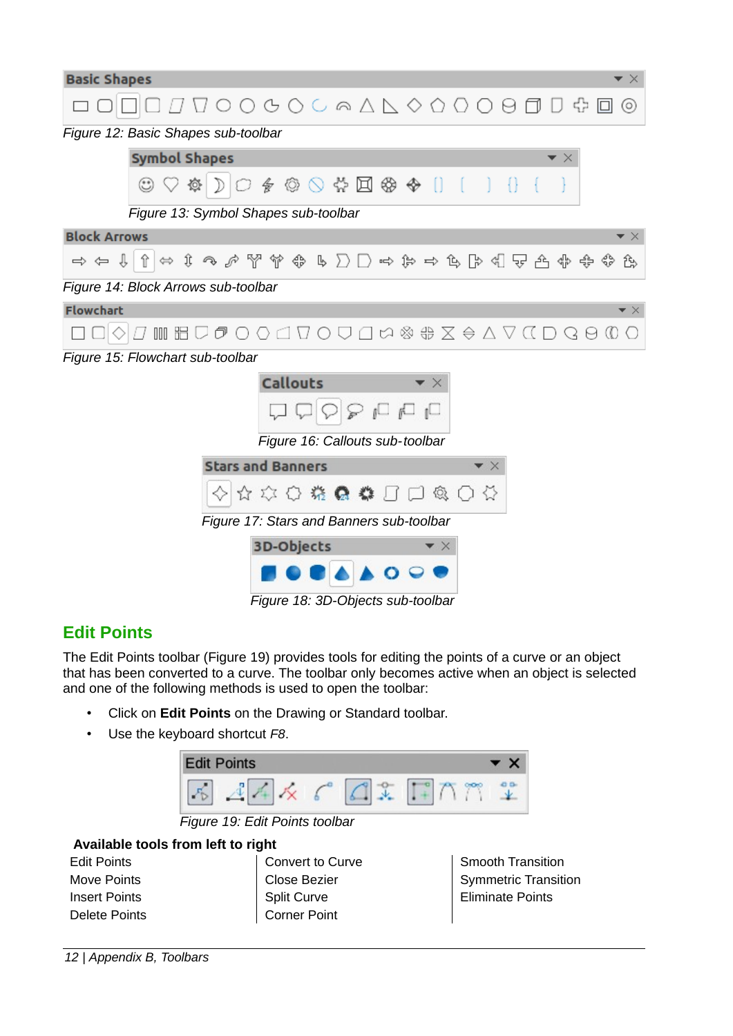Figure 12: Basic Shapes sub-toolbar

Figure 13: Symbol Shapes sub-toolbar

Figure 14: Block Arrows sub-toolbar

Figure 15: Flowchart sub-toolbar

Figure 16: Callouts sub-toolbar

Figure 17: Stars and Banners sub-toolbar

Figure 18: 3D-Objects sub-toolbar

## Edit Points

The Edit Points toolbar (Figure 19) provides tools for editing the points of a curve or an object that has been converted to a curve. The toolbar only becomes active when an object is selected and one of the following methods is used to open the toolbar:

- Click on **Edit Points** on the Drawing or Standard toolbar.
- Use the keyboard shortcut *F8*.

Figure 19: Edit Points toolbar

**Available tools from left to right**

| | | |
|---|---|---|
| Edit Points | Convert to Curve | Smooth Transition |
| Move Points | Close Bezier | Symmetric Transition |
| Insert Points | Split Curve | Eliminate Points |
| Delete Points | Corner Point | |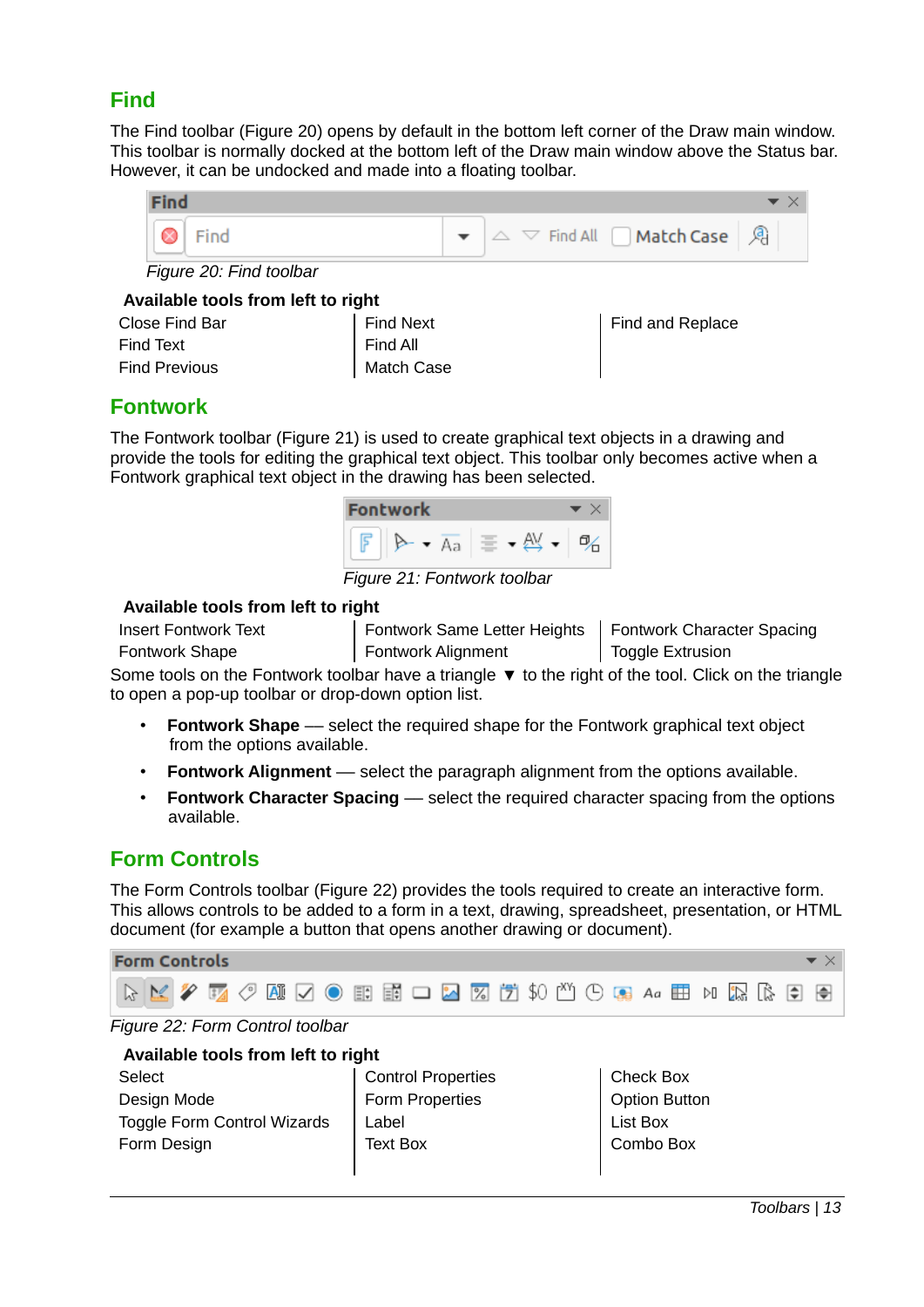## Find

The Find toolbar (Figure 20) opens by default in the bottom left corner of the Draw main window. This toolbar is normally docked at the bottom left of the Draw main window above the Status bar. However, it can be undocked and made into a floating toolbar.

*Figure 20: Find toolbar*

**Available tools from left to right**

| | | |
|---|---|---|
| Close Find Bar | Find Next | Find and Replace |
| Find Text | Find All | |
| Find Previous | Match Case | |

## Fontwork

The Fontwork toolbar (Figure 21) is used to create graphical text objects in a drawing and provide the tools for editing the graphical text object. This toolbar only becomes active when a Fontwork graphical text object in the drawing has been selected.

*Figure 21: Fontwork toolbar*

**Available tools from left to right**

| | | |
|---|---|---|
| Insert Fontwork Text | Fontwork Same Letter Heights | Fontwork Character Spacing |
| Fontwork Shape | Fontwork Alignment | Toggle Extrusion |

Some tools on the Fontwork toolbar have a triangle ▼ to the right of the tool. Click on the triangle to open a pop-up toolbar or drop-down option list.

- **Fontwork Shape** — select the required shape for the Fontwork graphical text object from the options available.
- **Fontwork Alignment** — select the paragraph alignment from the options available.
- **Fontwork Character Spacing** — select the required character spacing from the options available.

## Form Controls

The Form Controls toolbar (Figure 22) provides the tools required to create an interactive form. This allows controls to be added to a form in a text, drawing, spreadsheet, presentation, or HTML document (for example a button that opens another drawing or document).

*Figure 22: Form Control toolbar*

**Available tools from left to right**

| | | |
|---|---|---|
| Select | Control Properties | Check Box |
| Design Mode | Form Properties | Option Button |
| Toggle Form Control Wizards | Label | List Box |
| Form Design | Text Box | Combo Box |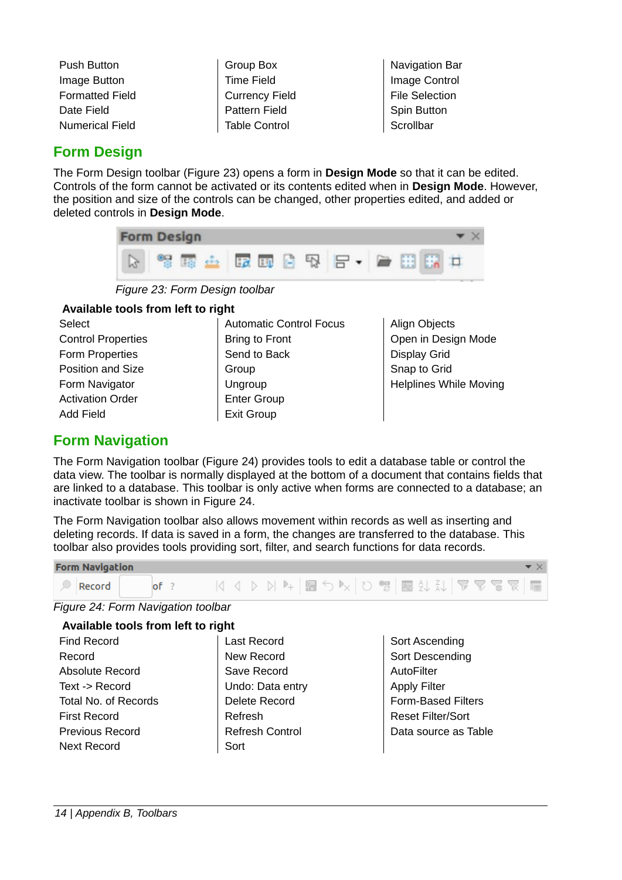| | | |
|---|---|---|
| Push Button | Group Box | Navigation Bar |
| Image Button | Time Field | Image Control |
| Formatted Field | Currency Field | File Selection |
| Date Field | Pattern Field | Spin Button |
| Numerical Field | Table Control | Scrollbar |

## Form Design

The Form Design toolbar (Figure 23) opens a form in **Design Mode** so that it can be edited. Controls of the form cannot be activated or its contents edited when in **Design Mode**. However, the position and size of the controls can be changed, other properties edited, and added or deleted controls in **Design Mode**.

*Figure 23: Form Design toolbar*

**Available tools from left to right**

| | | |
|---|---|---|
| Select | Automatic Control Focus | Align Objects |
| Control Properties | Bring to Front | Open in Design Mode |
| Form Properties | Send to Back | Display Grid |
| Position and Size | Group | Snap to Grid |
| Form Navigator | Ungroup | Helplines While Moving |
| Activation Order | Enter Group | |
| Add Field | Exit Group | |

## Form Navigation

The Form Navigation toolbar (Figure 24) provides tools to edit a database table or control the data view. The toolbar is normally displayed at the bottom of a document that contains fields that are linked to a database. This toolbar is only active when forms are connected to a database; an inactivate toolbar is shown in Figure 24.

The Form Navigation toolbar also allows movement within records as well as inserting and deleting records. If data is saved in a form, the changes are transferred to the database. This toolbar also provides tools providing sort, filter, and search functions for data records.

*Figure 24: Form Navigation toolbar*

**Available tools from left to right**

| | | |
|---|---|---|
| Find Record | Last Record | Sort Ascending |
| Record | New Record | Sort Descending |
| Absolute Record | Save Record | AutoFilter |
| Text -> Record | Undo: Data entry | Apply Filter |
| Total No. of Records | Delete Record | Form-Based Filters |
| First Record | Refresh | Reset Filter/Sort |
| Previous Record | Refresh Control | Data source as Table |
| Next Record | Sort | |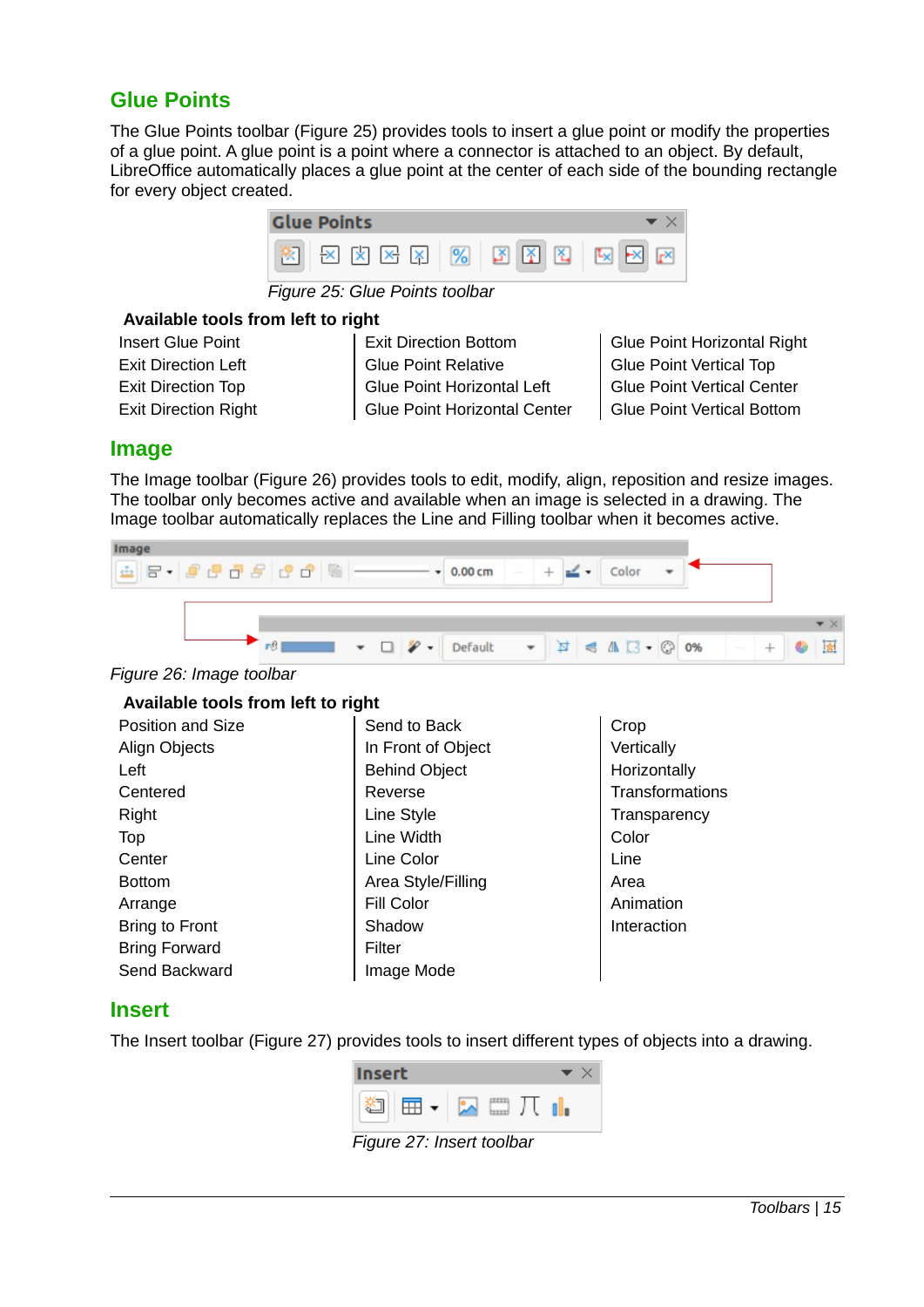## Glue Points

The Glue Points toolbar (Figure 25) provides tools to insert a glue point or modify the properties of a glue point. A glue point is a point where a connector is attached to an object. By default, LibreOffice automatically places a glue point at the center of each side of the bounding rectangle for every object created.

*Figure 25: Glue Points toolbar*

**Available tools from left to right**

| | | |
|---|---|---|
| Insert Glue Point | Exit Direction Bottom | Glue Point Horizontal Right |
| Exit Direction Left | Glue Point Relative | Glue Point Vertical Top |
| Exit Direction Top | Glue Point Horizontal Left | Glue Point Vertical Center |
| Exit Direction Right | Glue Point Horizontal Center | Glue Point Vertical Bottom |

## Image

The Image toolbar (Figure 26) provides tools to edit, modify, align, reposition and resize images. The toolbar only becomes active and available when an image is selected in a drawing. The Image toolbar automatically replaces the Line and Filling toolbar when it becomes active.

*Figure 26: Image toolbar*

**Available tools from left to right**

| | | |
|---|---|---|
| Position and Size | Send to Back | Crop |
| Align Objects | In Front of Object | Vertically |
| Left | Behind Object | Horizontally |
| Centered | Reverse | Transformations |
| Right | Line Style | Transparency |
| Top | Line Width | Color |
| Center | Line Color | Line |
| Bottom | Area Style/Filling | Area |
| Arrange | Fill Color | Animation |
| Bring to Front | Shadow | Interaction |
| Bring Forward | Filter | |
| Send Backward | Image Mode | |

## Insert

The Insert toolbar (Figure 27) provides tools to insert different types of objects into a drawing.

*Figure 27: Insert toolbar*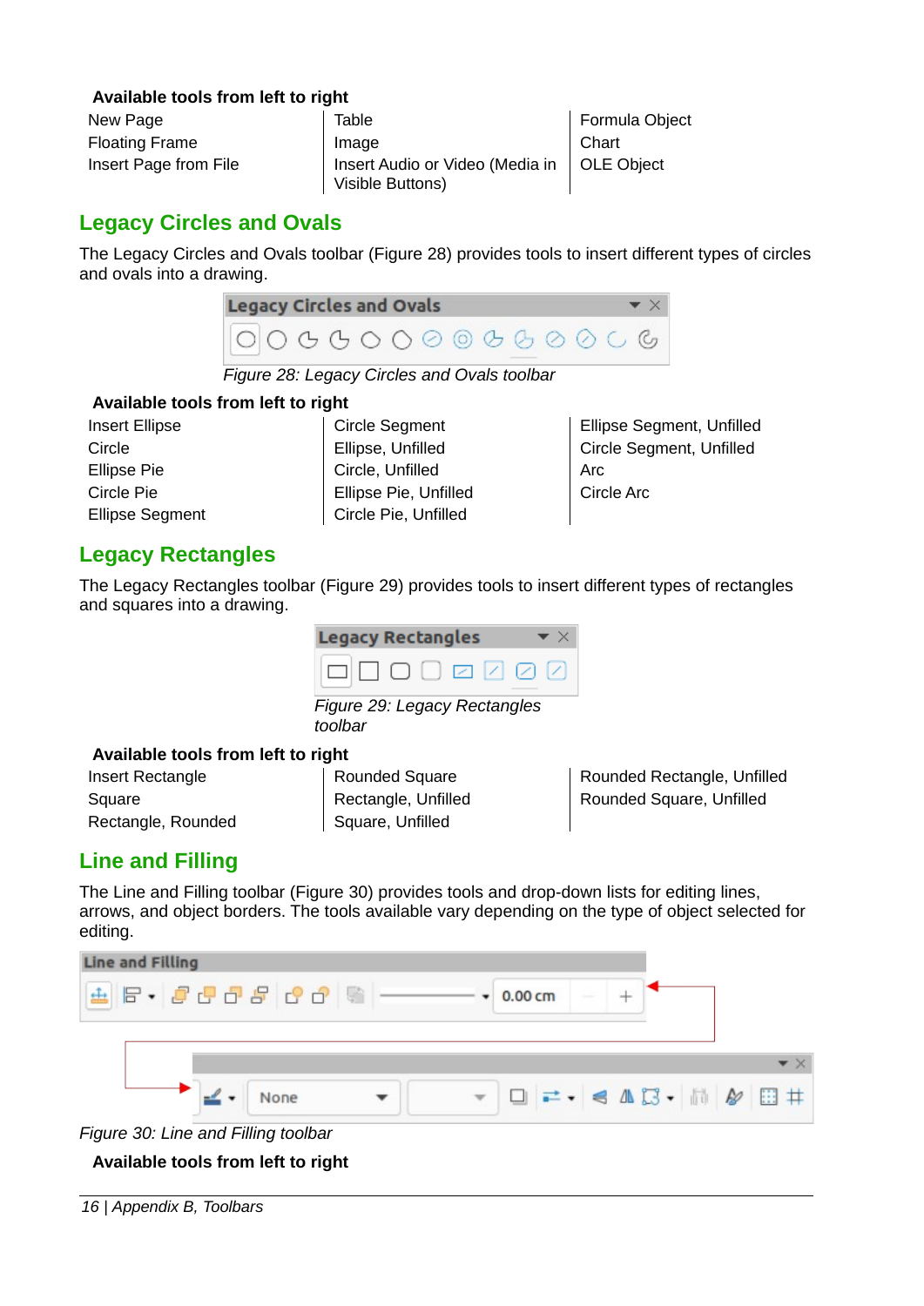**Available tools from left to right**

| | | |
|---|---|---|
| New Page | Table | Formula Object |
| Floating Frame | Image | Chart |
| Insert Page from File | Insert Audio or Video (Media in Visible Buttons) | OLE Object |

## Legacy Circles and Ovals

The Legacy Circles and Ovals toolbar (Figure 28) provides tools to insert different types of circles and ovals into a drawing.

*Figure 28: Legacy Circles and Ovals toolbar*

**Available tools from left to right**

| | | |
|---|---|---|
| Insert Ellipse | Circle Segment | Ellipse Segment, Unfilled |
| Circle | Ellipse, Unfilled | Circle Segment, Unfilled |
| Ellipse Pie | Circle, Unfilled | Arc |
| Circle Pie | Ellipse Pie, Unfilled | Circle Arc |
| Ellipse Segment | Circle Pie, Unfilled | |

## Legacy Rectangles

The Legacy Rectangles toolbar (Figure 29) provides tools to insert different types of rectangles and squares into a drawing.

*Figure 29: Legacy Rectangles toolbar*

**Available tools from left to right**

| | | |
|---|---|---|
| Insert Rectangle | Rounded Square | Rounded Rectangle, Unfilled |
| Square | Rectangle, Unfilled | Rounded Square, Unfilled |
| Rectangle, Rounded | Square, Unfilled | |

## Line and Filling

The Line and Filling toolbar (Figure 30) provides tools and drop-down lists for editing lines, arrows, and object borders. The tools available vary depending on the type of object selected for editing.

*Figure 30: Line and Filling toolbar*

**Available tools from left to right**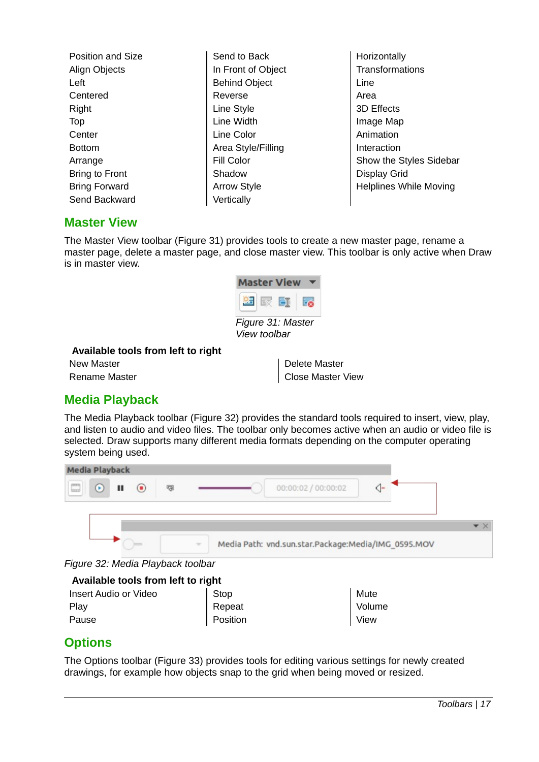| | | |
|---|---|---|
| Position and Size | Send to Back | Horizontally |
| Align Objects | In Front of Object | Transformations |
| Left | Behind Object | Line |
| Centered | Reverse | Area |
| Right | Line Style | 3D Effects |
| Top | Line Width | Image Map |
| Center | Line Color | Animation |
| Bottom | Area Style/Filling | Interaction |
| Arrange | Fill Color | Show the Styles Sidebar |
| Bring to Front | Shadow | Display Grid |
| Bring Forward | Arrow Style | Helplines While Moving |
| Send Backward | Vertically | |

## Master View

The Master View toolbar (Figure 31) provides tools to create a new master page, rename a master page, delete a master page, and close master view. This toolbar is only active when Draw is in master view.

*Figure 31: Master View toolbar*

**Available tools from left to right**

| | |
|---|---|
| New Master | Delete Master |
| Rename Master | Close Master View |

## Media Playback

The Media Playback toolbar (Figure 32) provides the standard tools required to insert, view, play, and listen to audio and video files. The toolbar only becomes active when an audio or video file is selected. Draw supports many different media formats depending on the computer operating system being used.

*Figure 32: Media Playback toolbar*

**Available tools from left to right**

| | | |
|---|---|---|
| Insert Audio or Video | Stop | Mute |
| Play | Repeat | Volume |
| Pause | Position | View |

## Options

The Options toolbar (Figure 33) provides tools for editing various settings for newly created drawings, for example how objects snap to the grid when being moved or resized.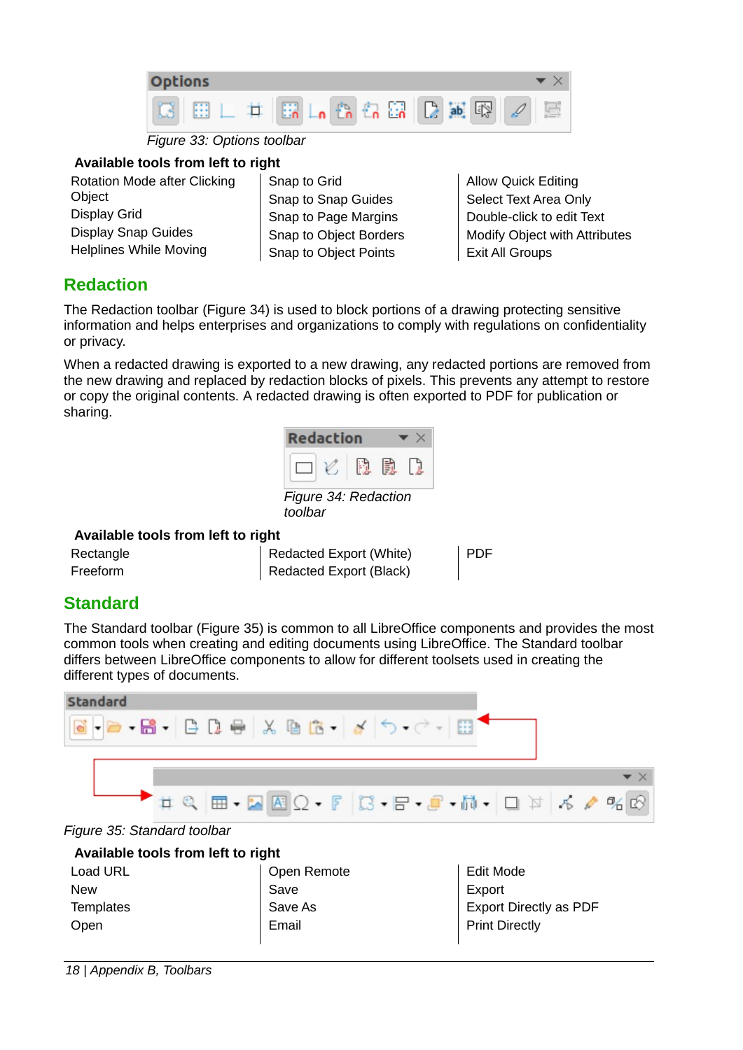*Figure 33: Options toolbar*

**Available tools from left to right**

| | | |
|---|---|---|
| Rotation Mode after Clicking Object | Snap to Grid | Allow Quick Editing |
| Display Grid | Snap to Snap Guides | Select Text Area Only |
| Display Snap Guides | Snap to Page Margins | Double-click to edit Text |
| Helplines While Moving | Snap to Object Borders | Modify Object with Attributes |
| | Snap to Object Points | Exit All Groups |

## Redaction

The Redaction toolbar (Figure 34) is used to block portions of a drawing protecting sensitive information and helps enterprises and organizations to comply with regulations on confidentiality or privacy.

When a redacted drawing is exported to a new drawing, any redacted portions are removed from the new drawing and replaced by redaction blocks of pixels. This prevents any attempt to restore or copy the original contents. A redacted drawing is often exported to PDF for publication or sharing.

*Figure 34: Redaction toolbar*

**Available tools from left to right**

| | | |
|---|---|---|
| Rectangle | Redacted Export (White) | PDF |
| Freeform | Redacted Export (Black) | |

## Standard

The Standard toolbar (Figure 35) is common to all LibreOffice components and provides the most common tools when creating and editing documents using LibreOffice. The Standard toolbar differs between LibreOffice components to allow for different toolsets used in creating the different types of documents.

*Figure 35: Standard toolbar*

**Available tools from left to right**

| | | |
|---|---|---|
| Load URL | Open Remote | Edit Mode |
| New | Save | Export |
| Templates | Save As | Export Directly as PDF |
| Open | Email | Print Directly |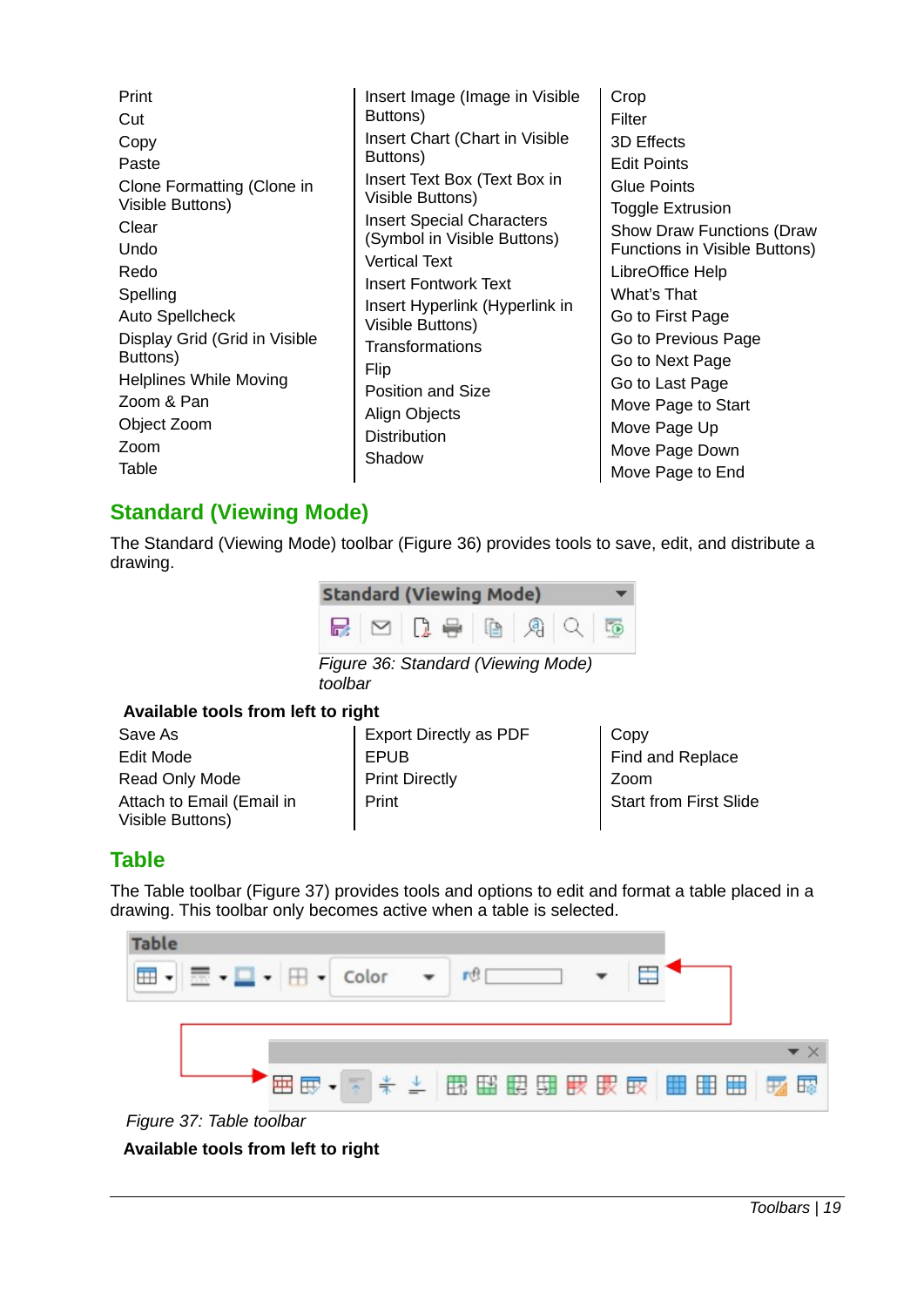Print
Cut
Copy
Paste
Clone Formatting (Clone in Visible Buttons)
Clear
Undo
Redo
Spelling
Auto Spellcheck
Display Grid (Grid in Visible Buttons)
Helplines While Moving
Zoom & Pan
Object Zoom
Zoom
Table

Insert Image (Image in Visible Buttons)
Insert Chart (Chart in Visible Buttons)
Insert Text Box (Text Box in Visible Buttons)
Insert Special Characters (Symbol in Visible Buttons)
Vertical Text
Insert Fontwork Text
Insert Hyperlink (Hyperlink in Visible Buttons)
Transformations
Flip
Position and Size
Align Objects
Distribution
Shadow

Crop
Filter
3D Effects
Edit Points
Glue Points
Toggle Extrusion
Show Draw Functions (Draw Functions in Visible Buttons)
LibreOffice Help
What's That
Go to First Page
Go to Previous Page
Go to Next Page
Go to Last Page
Move Page to Start
Move Page Up
Move Page Down
Move Page to End

## Standard (Viewing Mode)

The Standard (Viewing Mode) toolbar (Figure 36) provides tools to save, edit, and distribute a drawing.

*Figure 36: Standard (Viewing Mode) toolbar*

**Available tools from left to right**

Save As
Edit Mode
Read Only Mode
Attach to Email (Email in Visible Buttons)

Export Directly as PDF
EPUB
Print Directly
Print

Copy
Find and Replace
Zoom
Start from First Slide

## Table

The Table toolbar (Figure 37) provides tools and options to edit and format a table placed in a drawing. This toolbar only becomes active when a table is selected.

*Figure 37: Table toolbar*

**Available tools from left to right**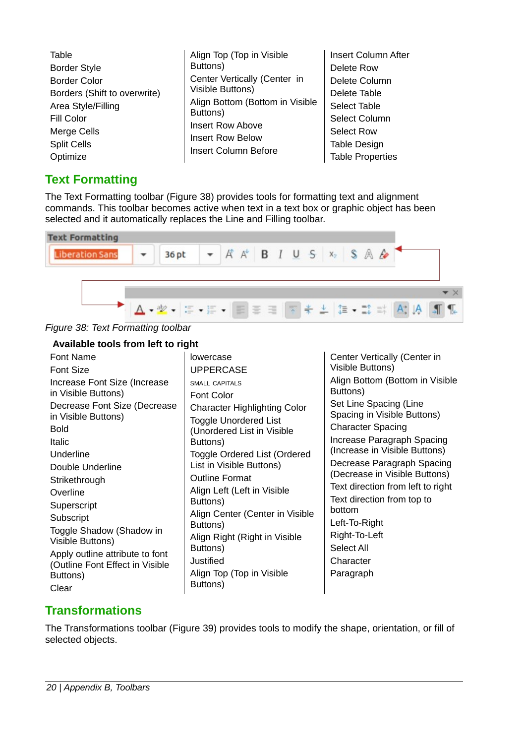Table
Border Style
Border Color
Borders (Shift to overwrite)
Area Style/Filling
Fill Color
Merge Cells
Split Cells
Optimize
Align Top (Top in Visible Buttons)
Center Vertically (Center in Visible Buttons)
Align Bottom (Bottom in Visible Buttons)
Insert Row Above
Insert Row Below
Insert Column Before
Insert Column After
Delete Row
Delete Column
Delete Table
Select Table
Select Column
Select Row
Table Design
Table Properties

## Text Formatting

The Text Formatting toolbar (Figure 38) provides tools for formatting text and alignment commands. This toolbar becomes active when text in a text box or graphic object has been selected and it automatically replaces the Line and Filling toolbar.

*Figure 38: Text Formatting toolbar*

**Available tools from left to right**

Font Name
Font Size
Increase Font Size (Increase in Visible Buttons)
Decrease Font Size (Decrease in Visible Buttons)
Bold
Italic
Underline
Double Underline
Strikethrough
Overline
Superscript
Subscript
Toggle Shadow (Shadow in Visible Buttons)
Apply outline attribute to font (Outline Font Effect in Visible Buttons)
Clear
lowercase
UPPERCASE
SMALL CAPITALS
Font Color
Character Highlighting Color
Toggle Unordered List (Unordered List in Visible Buttons)
Toggle Ordered List (Ordered List in Visible Buttons)
Outline Format
Align Left (Left in Visible Buttons)
Align Center (Center in Visible Buttons)
Align Right (Right in Visible Buttons)
Justified
Align Top (Top in Visible Buttons)
Center Vertically (Center in Visible Buttons)
Align Bottom (Bottom in Visible Buttons)
Set Line Spacing (Line Spacing in Visible Buttons)
Character Spacing
Increase Paragraph Spacing (Increase in Visible Buttons)
Decrease Paragraph Spacing (Decrease in Visible Buttons)
Text direction from left to right
Text direction from top to bottom
Left-To-Right
Right-To-Left
Select All
Character
Paragraph

## Transformations

The Transformations toolbar (Figure 39) provides tools to modify the shape, orientation, or fill of selected objects.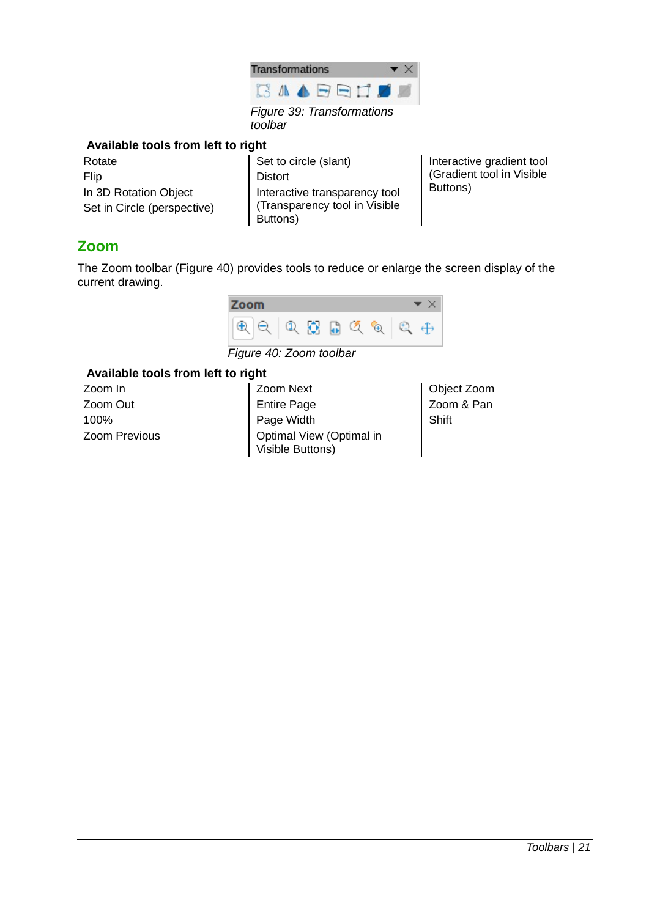Figure 39: Transformations toolbar

**Available tools from left to right**

| | | |
|---|---|---|
| Rotate<br>Flip<br>In 3D Rotation Object<br>Set in Circle (perspective) | Set to circle (slant)<br>Distort<br>Interactive transparency tool (Transparency tool in Visible Buttons) | Interactive gradient tool (Gradient tool in Visible Buttons) |

## Zoom

The Zoom toolbar (Figure 40) provides tools to reduce or enlarge the screen display of the current drawing.

Figure 40: Zoom toolbar

**Available tools from left to right**

| | | |
|---|---|---|
| Zoom In<br>Zoom Out<br>100%<br>Zoom Previous | Zoom Next<br>Entire Page<br>Page Width<br>Optimal View (Optimal in Visible Buttons) | Object Zoom<br>Zoom & Pan<br>Shift |